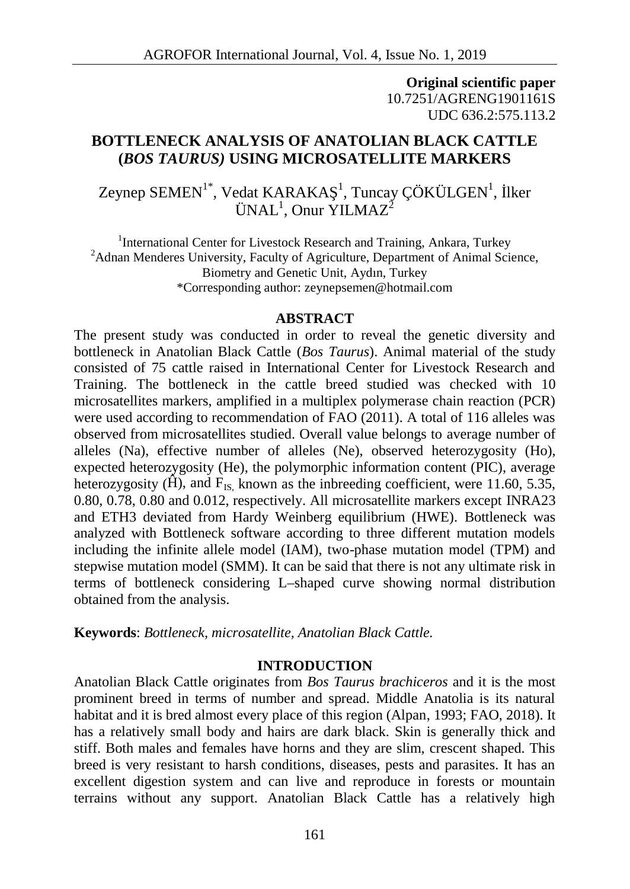**Original scientific paper**
10.7251/AGRENG1901161S
UDC 636.2:575.113.2

# BOTTLENECK ANALYSIS OF ANATOLIAN BLACK CATTLE (*BOS TAURUS)* USING MICROSATELLITE MARKERS

Zeynep SEMEN[1*], Vedat KARAKAŞ[1], Tuncay ÇÖKÜLGEN[1], İlker ÜNAL[1], Onur YILMAZ[2]

[1]International Center for Livestock Research and Training, Ankara, Turkey
[2]Adnan Menderes University, Faculty of Agriculture, Department of Animal Science, Biometry and Genetic Unit, Aydın, Turkey
*Corresponding author: zeynepsemen@hotmail.com

## ABSTRACT

The present study was conducted in order to reveal the genetic diversity and bottleneck in Anatolian Black Cattle (*Bos Taurus*). Animal material of the study consisted of 75 cattle raised in International Center for Livestock Research and Training. The bottleneck in the cattle breed studied was checked with 10 microsatellites markers, amplified in a multiplex polymerase chain reaction (PCR) were used according to recommendation of FAO (2011). A total of 116 alleles was observed from microsatellites studied. Overall value belongs to average number of alleles (Na), effective number of alleles (Ne), observed heterozygosity (Ho), expected heterozygosity (He), the polymorphic information content (PIC), average heterozygosity ($\acute{H}$), and $F_{IS,}$ known as the inbreeding coefficient, were 11.60, 5.35, 0.80, 0.78, 0.80 and 0.012, respectively. All microsatellite markers except INRA23 and ETH3 deviated from Hardy Weinberg equilibrium (HWE). Bottleneck was analyzed with Bottleneck software according to three different mutation models including the infinite allele model (IAM), two-phase mutation model (TPM) and stepwise mutation model (SMM). It can be said that there is not any ultimate risk in terms of bottleneck considering L–shaped curve showing normal distribution obtained from the analysis.

**Keywords**: *Bottleneck, microsatellite, Anatolian Black Cattle.*

## INTRODUCTION

Anatolian Black Cattle originates from *Bos Taurus brachiceros* and it is the most prominent breed in terms of number and spread. Middle Anatolia is its natural habitat and it is bred almost every place of this region (Alpan, 1993; FAO, 2018). It has a relatively small body and hairs are dark black. Skin is generally thick and stiff. Both males and females have horns and they are slim, crescent shaped. This breed is very resistant to harsh conditions, diseases, pests and parasites. It has an excellent digestion system and can live and reproduce in forests or mountain terrains without any support. Anatolian Black Cattle has a relatively high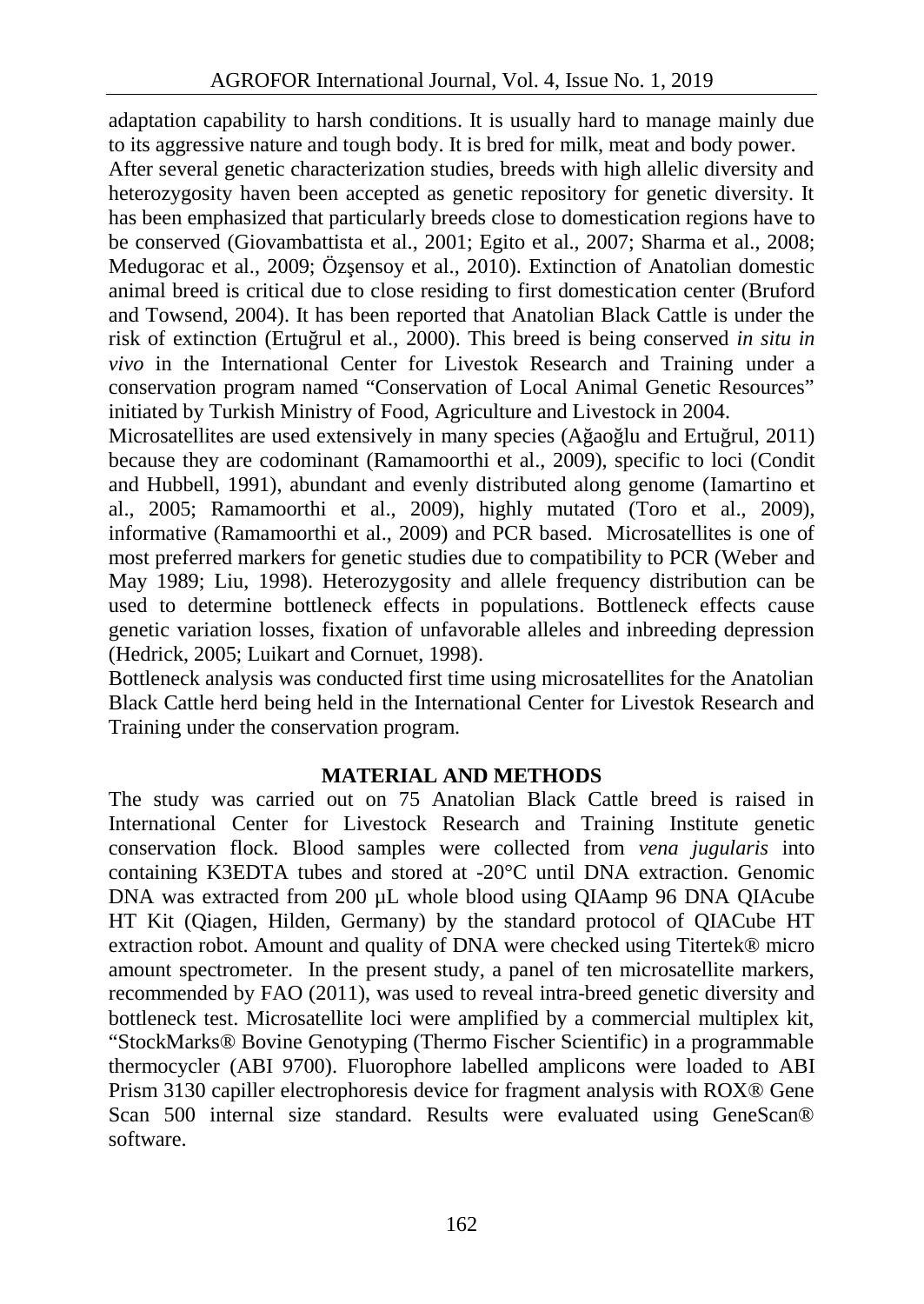adaptation capability to harsh conditions. It is usually hard to manage mainly due to its aggressive nature and tough body. It is bred for milk, meat and body power.

After several genetic characterization studies, breeds with high allelic diversity and heterozygosity haven been accepted as genetic repository for genetic diversity. It has been emphasized that particularly breeds close to domestication regions have to be conserved (Giovambattista et al., 2001; Egito et al., 2007; Sharma et al., 2008; Medugorac et al., 2009; Özşensoy et al., 2010). Extinction of Anatolian domestic animal breed is critical due to close residing to first domestication center (Bruford and Towsend, 2004). It has been reported that Anatolian Black Cattle is under the risk of extinction (Ertuğrul et al., 2000). This breed is being conserved *in situ in vivo* in the International Center for Livestok Research and Training under a conservation program named "Conservation of Local Animal Genetic Resources" initiated by Turkish Ministry of Food, Agriculture and Livestock in 2004.

Microsatellites are used extensively in many species (Ağaoğlu and Ertuğrul, 2011) because they are codominant (Ramamoorthi et al., 2009), specific to loci (Condit and Hubbell, 1991), abundant and evenly distributed along genome (Iamartino et al., 2005; Ramamoorthi et al., 2009), highly mutated (Toro et al., 2009), informative (Ramamoorthi et al., 2009) and PCR based. Microsatellites is one of most preferred markers for genetic studies due to compatibility to PCR (Weber and May 1989; Liu, 1998). Heterozygosity and allele frequency distribution can be used to determine bottleneck effects in populations. Bottleneck effects cause genetic variation losses, fixation of unfavorable alleles and inbreeding depression (Hedrick, 2005; Luikart and Cornuet, 1998).

Bottleneck analysis was conducted first time using microsatellites for the Anatolian Black Cattle herd being held in the International Center for Livestok Research and Training under the conservation program.

## MATERIAL AND METHODS

The study was carried out on 75 Anatolian Black Cattle breed is raised in International Center for Livestock Research and Training Institute genetic conservation flock. Blood samples were collected from *vena jugularis* into containing K3EDTA tubes and stored at -20°C until DNA extraction. Genomic DNA was extracted from 200 µL whole blood using QIAamp 96 DNA QIAcube HT Kit (Qiagen, Hilden, Germany) by the standard protocol of QIACube HT extraction robot. Amount and quality of DNA were checked using Titertek® micro amount spectrometer. In the present study, a panel of ten microsatellite markers, recommended by FAO (2011), was used to reveal intra-breed genetic diversity and bottleneck test. Microsatellite loci were amplified by a commercial multiplex kit, "StockMarks® Bovine Genotyping (Thermo Fischer Scientific) in a programmable thermocycler (ABI 9700). Fluorophore labelled amplicons were loaded to ABI Prism 3130 capiller electrophoresis device for fragment analysis with ROX® Gene Scan 500 internal size standard. Results were evaluated using GeneScan® software.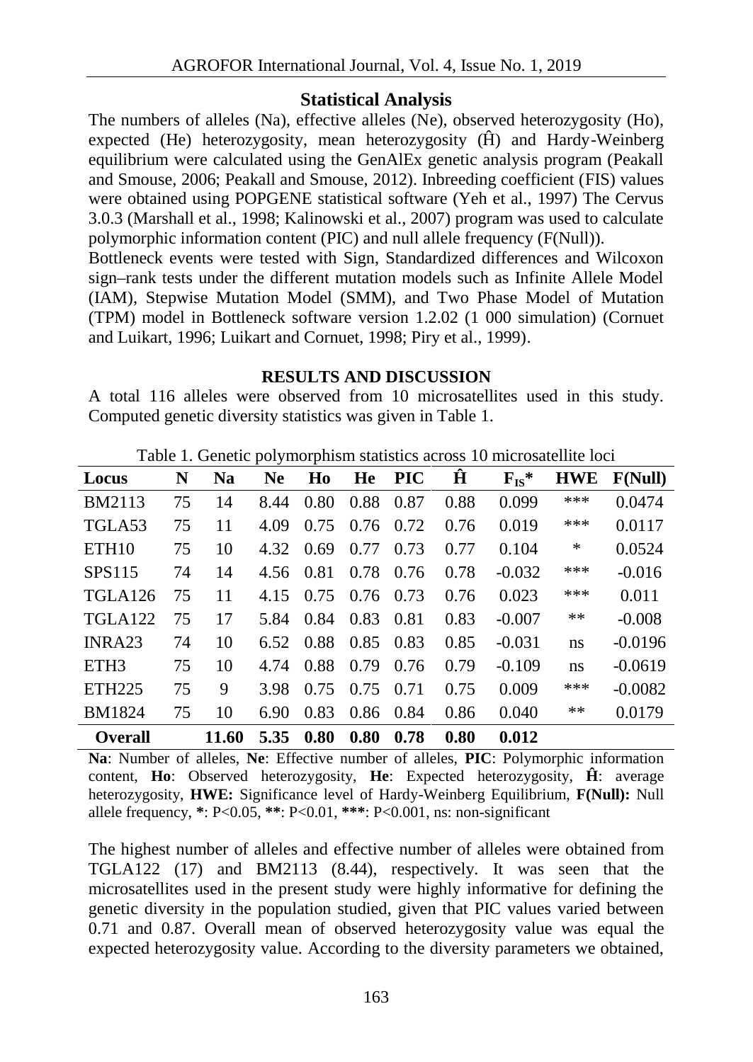### Statistical Analysis

The numbers of alleles (Na), effective alleles (Ne), observed heterozygosity (Ho), expected (He) heterozygosity, mean heterozygosity ($\hat{H}$) and Hardy-Weinberg equilibrium were calculated using the GenAlEx genetic analysis program (Peakall and Smouse, 2006; Peakall and Smouse, 2012). Inbreeding coefficient (FIS) values were obtained using POPGENE statistical software (Yeh et al., 1997) The Cervus 3.0.3 (Marshall et al., 1998; Kalinowski et al., 2007) program was used to calculate polymorphic information content (PIC) and null allele frequency (F(Null)).

Bottleneck events were tested with Sign, Standardized differences and Wilcoxon sign–rank tests under the different mutation models such as Infinite Allele Model (IAM), Stepwise Mutation Model (SMM), and Two Phase Model of Mutation (TPM) model in Bottleneck software version 1.2.02 (1 000 simulation) (Cornuet and Luikart, 1996; Luikart and Cornuet, 1998; Piry et al., 1999).

## RESULTS AND DISCUSSION

A total 116 alleles were observed from 10 microsatellites used in this study. Computed genetic diversity statistics was given in Table 1.

Table 1. Genetic polymorphism statistics across 10 microsatellite loci

| Locus | N | Na | Ne | Ho | He | PIC | $\hat{H}$ | $F_{IS}$* | HWE | F(Null) |
|---|---|---|---|---|---|---|---|---|---|---|
| BM2113 | 75 | 14 | 8.44 | 0.80 | 0.88 | 0.87 | 0.88 | 0.099 | *** | 0.0474 |
| TGLA53 | 75 | 11 | 4.09 | 0.75 | 0.76 | 0.72 | 0.76 | 0.019 | *** | 0.0117 |
| ETH10 | 75 | 10 | 4.32 | 0.69 | 0.77 | 0.73 | 0.77 | 0.104 | * | 0.0524 |
| SPS115 | 74 | 14 | 4.56 | 0.81 | 0.78 | 0.76 | 0.78 | -0.032 | *** | -0.016 |
| TGLA126 | 75 | 11 | 4.15 | 0.75 | 0.76 | 0.73 | 0.76 | 0.023 | *** | 0.011 |
| TGLA122 | 75 | 17 | 5.84 | 0.84 | 0.83 | 0.81 | 0.83 | -0.007 | ** | -0.008 |
| INRA23 | 74 | 10 | 6.52 | 0.88 | 0.85 | 0.83 | 0.85 | -0.031 | ns | -0.0196 |
| ETH3 | 75 | 10 | 4.74 | 0.88 | 0.79 | 0.76 | 0.79 | -0.109 | ns | -0.0619 |
| ETH225 | 75 | 9 | 3.98 | 0.75 | 0.75 | 0.71 | 0.75 | 0.009 | *** | -0.0082 |
| BM1824 | 75 | 10 | 6.90 | 0.83 | 0.86 | 0.84 | 0.86 | 0.040 | ** | 0.0179 |
| **Overall** | | **11.60** | **5.35** | **0.80** | **0.80** | **0.78** | **0.80** | **0.012** | | |

**Na**: Number of alleles, **Ne**: Effective number of alleles, **PIC**: Polymorphic information content, **Ho**: Observed heterozygosity, **He**: Expected heterozygosity, $\hat{H}$: average heterozygosity, **HWE:** Significance level of Hardy-Weinberg Equilibrium, **F(Null):** Null allele frequency, *: P<0.05, **: P<0.01, ***: P<0.001, ns: non-significant

The highest number of alleles and effective number of alleles were obtained from TGLA122 (17) and BM2113 (8.44), respectively. It was seen that the microsatellites used in the present study were highly informative for defining the genetic diversity in the population studied, given that PIC values varied between 0.71 and 0.87. Overall mean of observed heterozygosity value was equal the expected heterozygosity value. According to the diversity parameters we obtained,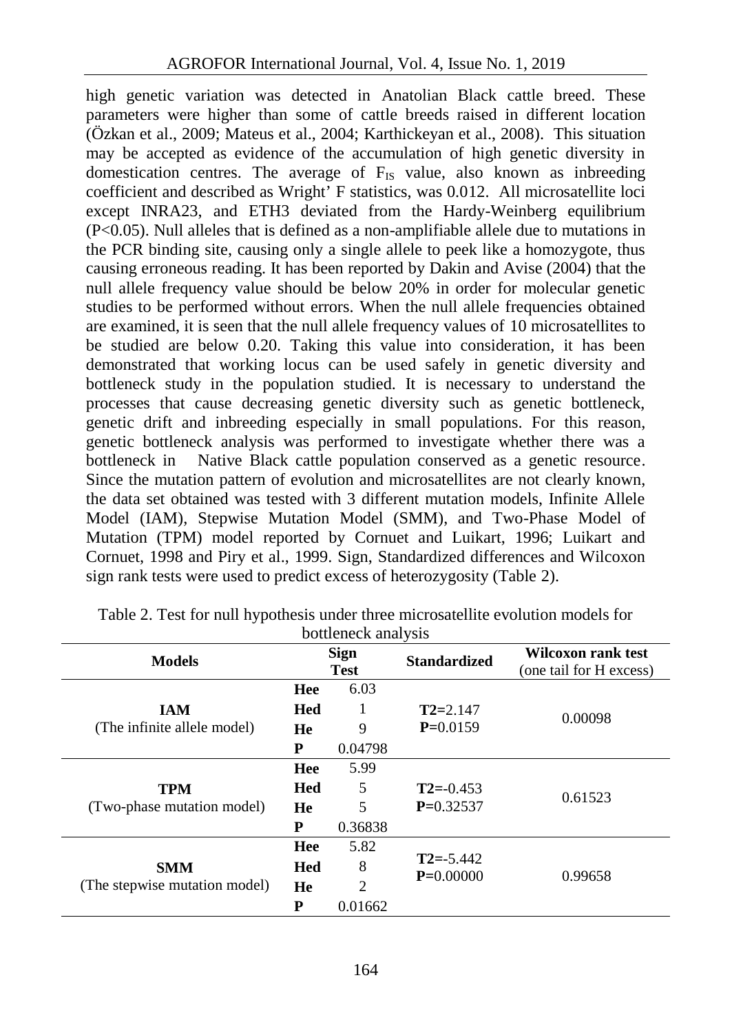high genetic variation was detected in Anatolian Black cattle breed. These parameters were higher than some of cattle breeds raised in different location (Özkan et al., 2009; Mateus et al., 2004; Karthickeyan et al., 2008). This situation may be accepted as evidence of the accumulation of high genetic diversity in domestication centres. The average of $F_{IS}$ value, also known as inbreeding coefficient and described as Wright' F statistics, was 0.012. All microsatellite loci except INRA23, and ETH3 deviated from the Hardy-Weinberg equilibrium ($P<0.05$). Null alleles that is defined as a non-amplifiable allele due to mutations in the PCR binding site, causing only a single allele to peek like a homozygote, thus causing erroneous reading. It has been reported by Dakin and Avise (2004) that the null allele frequency value should be below 20% in order for molecular genetic studies to be performed without errors. When the null allele frequencies obtained are examined, it is seen that the null allele frequency values of 10 microsatellites to be studied are below 0.20. Taking this value into consideration, it has been demonstrated that working locus can be used safely in genetic diversity and bottleneck study in the population studied. It is necessary to understand the processes that cause decreasing genetic diversity such as genetic bottleneck, genetic drift and inbreeding especially in small populations. For this reason, genetic bottleneck analysis was performed to investigate whether there was a bottleneck in Native Black cattle population conserved as a genetic resource. Since the mutation pattern of evolution and microsatellites are not clearly known, the data set obtained was tested with 3 different mutation models, Infinite Allele Model (IAM), Stepwise Mutation Model (SMM), and Two-Phase Model of Mutation (TPM) model reported by Cornuet and Luikart, 1996; Luikart and Cornuet, 1998 and Piry et al., 1999. Sign, Standardized differences and Wilcoxon sign rank tests were used to predict excess of heterozygosity (Table 2).

Table 2. Test for null hypothesis under three microsatellite evolution models for bottleneck analysis

| Models | Sign Test | | Standardized | Wilcoxon rank test (one tail for H excess) |
|---|---|---|---|---|
| **IAM** (The infinite allele model) | **Hee** | 6.03 | **T2**=2.147 **P**=0.0159 | 0.00098 |
| | **Hed** | 1 | | |
| | **He** | 9 | | |
| | **P** | 0.04798 | | |
| **TPM** (Two-phase mutation model) | **Hee** | 5.99 | **T2**=-0.453 **P**=0.32537 | 0.61523 |
| | **Hed** | 5 | | |
| | **He** | 5 | | |
| | **P** | 0.36838 | | |
| **SMM** (The stepwise mutation model) | **Hee** | 5.82 | **T2**=-5.442 **P**=0.00000 | 0.99658 |
| | **Hed** | 8 | | |
| | **He** | 2 | | |
| | **P** | 0.01662 | | |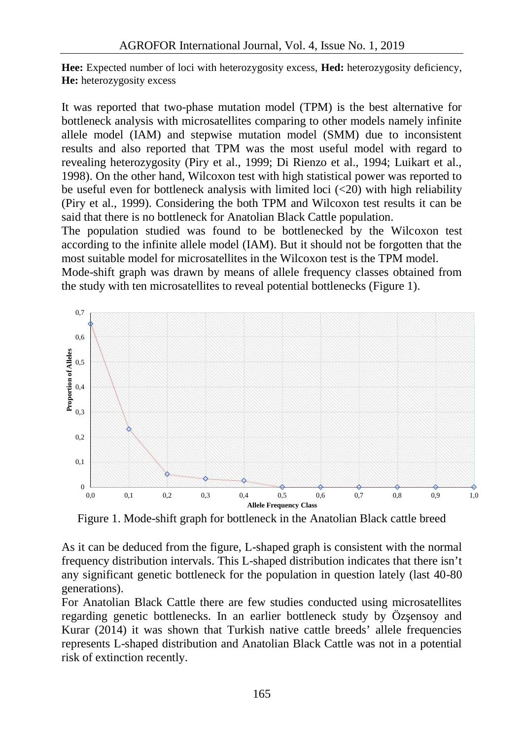**Hee:** Expected number of loci with heterozygosity excess, **Hed:** heterozygosity deficiency, **He:** heterozygosity excess

It was reported that two-phase mutation model (TPM) is the best alternative for bottleneck analysis with microsatellites comparing to other models namely infinite allele model (IAM) and stepwise mutation model (SMM) due to inconsistent results and also reported that TPM was the most useful model with regard to revealing heterozygosity (Piry et al., 1999; Di Rienzo et al., 1994; Luikart et al., 1998). On the other hand, Wilcoxon test with high statistical power was reported to be useful even for bottleneck analysis with limited loci (<20) with high reliability (Piry et al., 1999). Considering the both TPM and Wilcoxon test results it can be said that there is no bottleneck for Anatolian Black Cattle population.

The population studied was found to be bottlenecked by the Wilcoxon test according to the infinite allele model (IAM). But it should not be forgotten that the most suitable model for microsatellites in the Wilcoxon test is the TPM model.

Mode-shift graph was drawn by means of allele frequency classes obtained from the study with ten microsatellites to reveal potential bottlenecks (Figure 1).

Figure 1. Mode-shift graph for bottleneck in the Anatolian Black cattle breed

As it can be deduced from the figure, L-shaped graph is consistent with the normal frequency distribution intervals. This L-shaped distribution indicates that there isn't any significant genetic bottleneck for the population in question lately (last 40-80 generations).

For Anatolian Black Cattle there are few studies conducted using microsatellites regarding genetic bottlenecks. In an earlier bottleneck study by Özşensoy and Kurar (2014) it was shown that Turkish native cattle breeds' allele frequencies represents L-shaped distribution and Anatolian Black Cattle was not in a potential risk of extinction recently.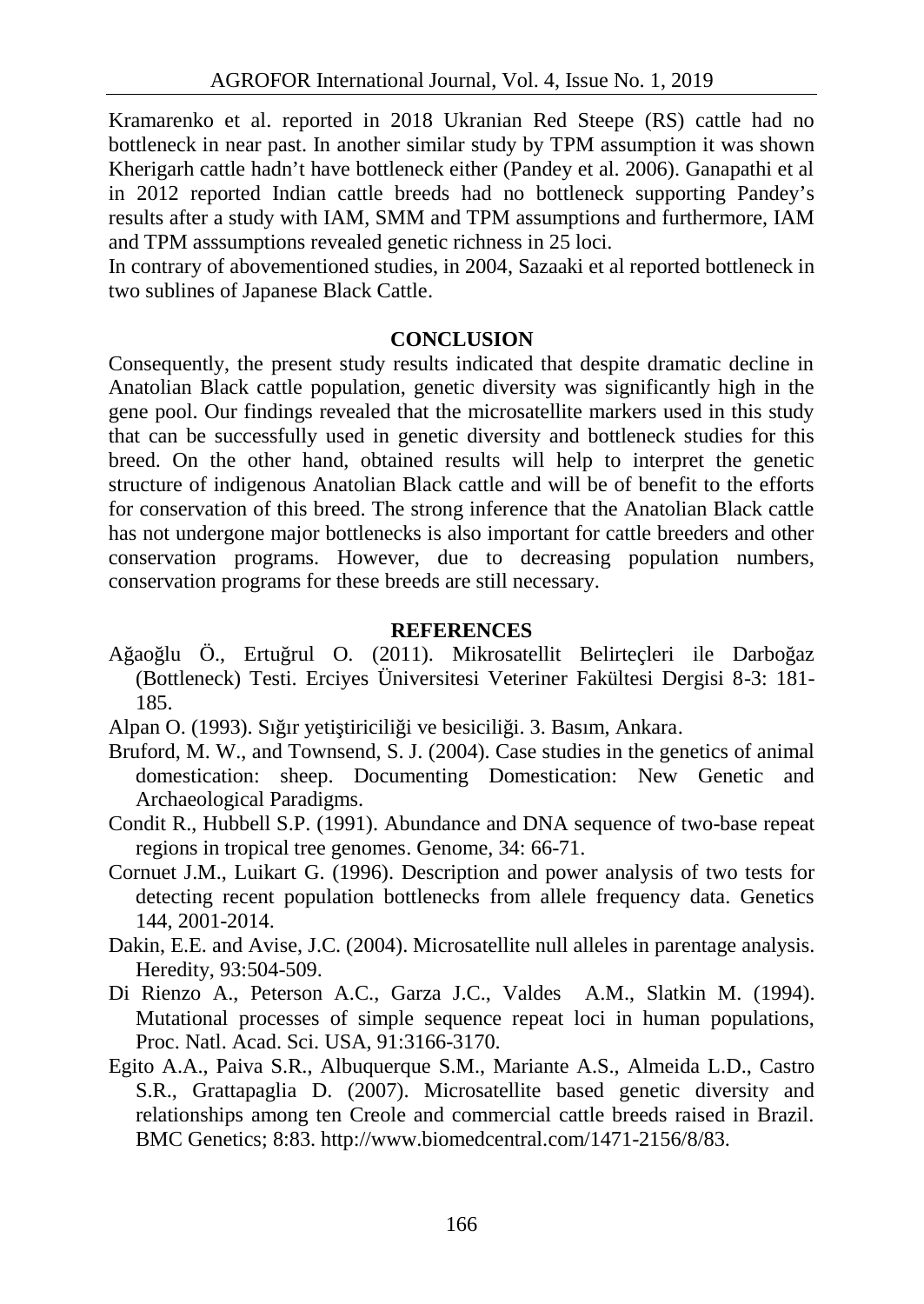Kramarenko et al. reported in 2018 Ukranian Red Steepe (RS) cattle had no bottleneck in near past. In another similar study by TPM assumption it was shown Kherigarh cattle hadn't have bottleneck either (Pandey et al. 2006). Ganapathi et al in 2012 reported Indian cattle breeds had no bottleneck supporting Pandey's results after a study with IAM, SMM and TPM assumptions and furthermore, IAM and TPM asssumptions revealed genetic richness in 25 loci.

In contrary of abovementioned studies, in 2004, Sazaaki et al reported bottleneck in two sublines of Japanese Black Cattle.

## CONCLUSION

Consequently, the present study results indicated that despite dramatic decline in Anatolian Black cattle population, genetic diversity was significantly high in the gene pool. Our findings revealed that the microsatellite markers used in this study that can be successfully used in genetic diversity and bottleneck studies for this breed. On the other hand, obtained results will help to interpret the genetic structure of indigenous Anatolian Black cattle and will be of benefit to the efforts for conservation of this breed. The strong inference that the Anatolian Black cattle has not undergone major bottlenecks is also important for cattle breeders and other conservation programs. However, due to decreasing population numbers, conservation programs for these breeds are still necessary.

## REFERENCES

Ağaoğlu Ö., Ertuğrul O. (2011). Mikrosatellit Belirteçleri ile Darboğaz (Bottleneck) Testi. Erciyes Üniversitesi Veteriner Fakültesi Dergisi 8-3: 181-185.

Alpan O. (1993). Sığır yetiştiriciliği ve besiciliği. 3. Basım, Ankara.

Bruford, M. W., and Townsend, S. J. (2004). Case studies in the genetics of animal domestication: sheep. Documenting Domestication: New Genetic and Archaeological Paradigms.

Condit R., Hubbell S.P. (1991). Abundance and DNA sequence of two-base repeat regions in tropical tree genomes. Genome, 34: 66-71.

Cornuet J.M., Luikart G. (1996). Description and power analysis of two tests for detecting recent population bottlenecks from allele frequency data. Genetics 144, 2001-2014.

Dakin, E.E. and Avise, J.C. (2004). Microsatellite null alleles in parentage analysis. Heredity, 93:504-509.

Di Rienzo A., Peterson A.C., Garza J.C., Valdes A.M., Slatkin M. (1994). Mutational processes of simple sequence repeat loci in human populations, Proc. Natl. Acad. Sci. USA, 91:3166-3170.

Egito A.A., Paiva S.R., Albuquerque S.M., Mariante A.S., Almeida L.D., Castro S.R., Grattapaglia D. (2007). Microsatellite based genetic diversity and relationships among ten Creole and commercial cattle breeds raised in Brazil. BMC Genetics; 8:83. http://www.biomedcentral.com/1471-2156/8/83.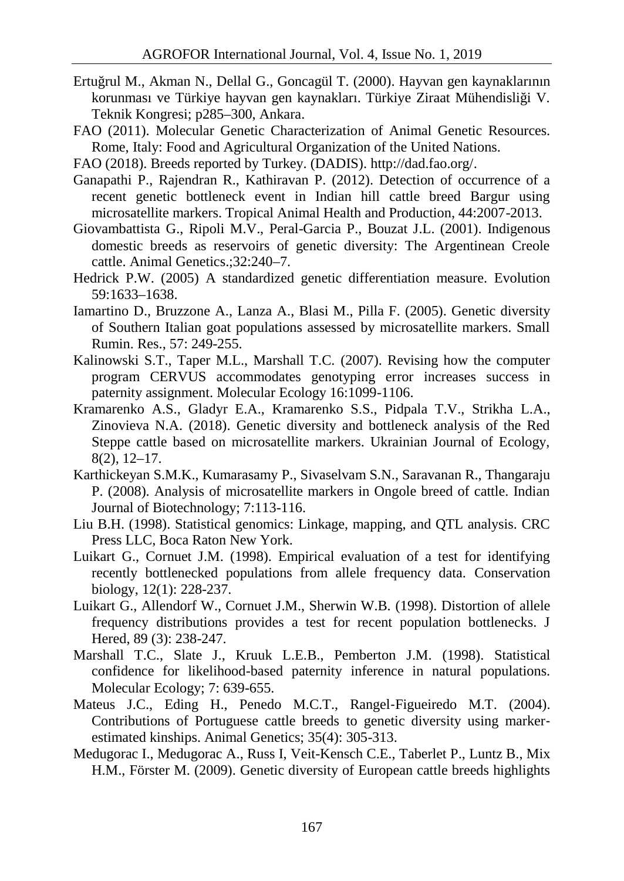Ertuğrul M., Akman N., Dellal G., Goncagül T. (2000). Hayvan gen kaynaklarının korunması ve Türkiye hayvan gen kaynakları. Türkiye Ziraat Mühendisliği V. Teknik Kongresi; p285–300, Ankara.

FAO (2011). Molecular Genetic Characterization of Animal Genetic Resources. Rome, Italy: Food and Agricultural Organization of the United Nations.

FAO (2018). Breeds reported by Turkey. (DADIS). http://dad.fao.org/.

Ganapathi P., Rajendran R., Kathiravan P. (2012). Detection of occurrence of a recent genetic bottleneck event in Indian hill cattle breed Bargur using microsatellite markers. Tropical Animal Health and Production, 44:2007-2013.

Giovambattista G., Ripoli M.V., Peral-Garcia P., Bouzat J.L. (2001). Indigenous domestic breeds as reservoirs of genetic diversity: The Argentinean Creole cattle. Animal Genetics.;32:240–7.

Hedrick P.W. (2005) A standardized genetic differentiation measure. Evolution 59:1633–1638.

Iamartino D., Bruzzone A., Lanza A., Blasi M., Pilla F. (2005). Genetic diversity of Southern Italian goat populations assessed by microsatellite markers. Small Rumin. Res., 57: 249-255.

Kalinowski S.T., Taper M.L., Marshall T.C. (2007). Revising how the computer program CERVUS accommodates genotyping error increases success in paternity assignment. Molecular Ecology 16:1099-1106.

Kramarenko A.S., Gladyr E.A., Kramarenko S.S., Pidpala T.V., Strikha L.A., Zinovieva N.A. (2018). Genetic diversity and bottleneck analysis of the Red Steppe cattle based on microsatellite markers. Ukrainian Journal of Ecology, 8(2), 12–17.

Karthickeyan S.M.K., Kumarasamy P., Sivaselvam S.N., Saravanan R., Thangaraju P. (2008). Analysis of microsatellite markers in Ongole breed of cattle. Indian Journal of Biotechnology; 7:113-116.

Liu B.H. (1998). Statistical genomics: Linkage, mapping, and QTL analysis. CRC Press LLC, Boca Raton New York.

Luikart G., Cornuet J.M. (1998). Empirical evaluation of a test for identifying recently bottlenecked populations from allele frequency data. Conservation biology, 12(1): 228-237.

Luikart G., Allendorf W., Cornuet J.M., Sherwin W.B. (1998). Distortion of allele frequency distributions provides a test for recent population bottlenecks. J Hered, 89 (3): 238-247.

Marshall T.C., Slate J., Kruuk L.E.B., Pemberton J.M. (1998). Statistical confidence for likelihood-based paternity inference in natural populations. Molecular Ecology; 7: 639-655.

Mateus J.C., Eding H., Penedo M.C.T., Rangel-Figueiredo M.T. (2004). Contributions of Portuguese cattle breeds to genetic diversity using marker-estimated kinships. Animal Genetics; 35(4): 305-313.

Medugorac I., Medugorac A., Russ I, Veit-Kensch C.E., Taberlet P., Luntz B., Mix H.M., Förster M. (2009). Genetic diversity of European cattle breeds highlights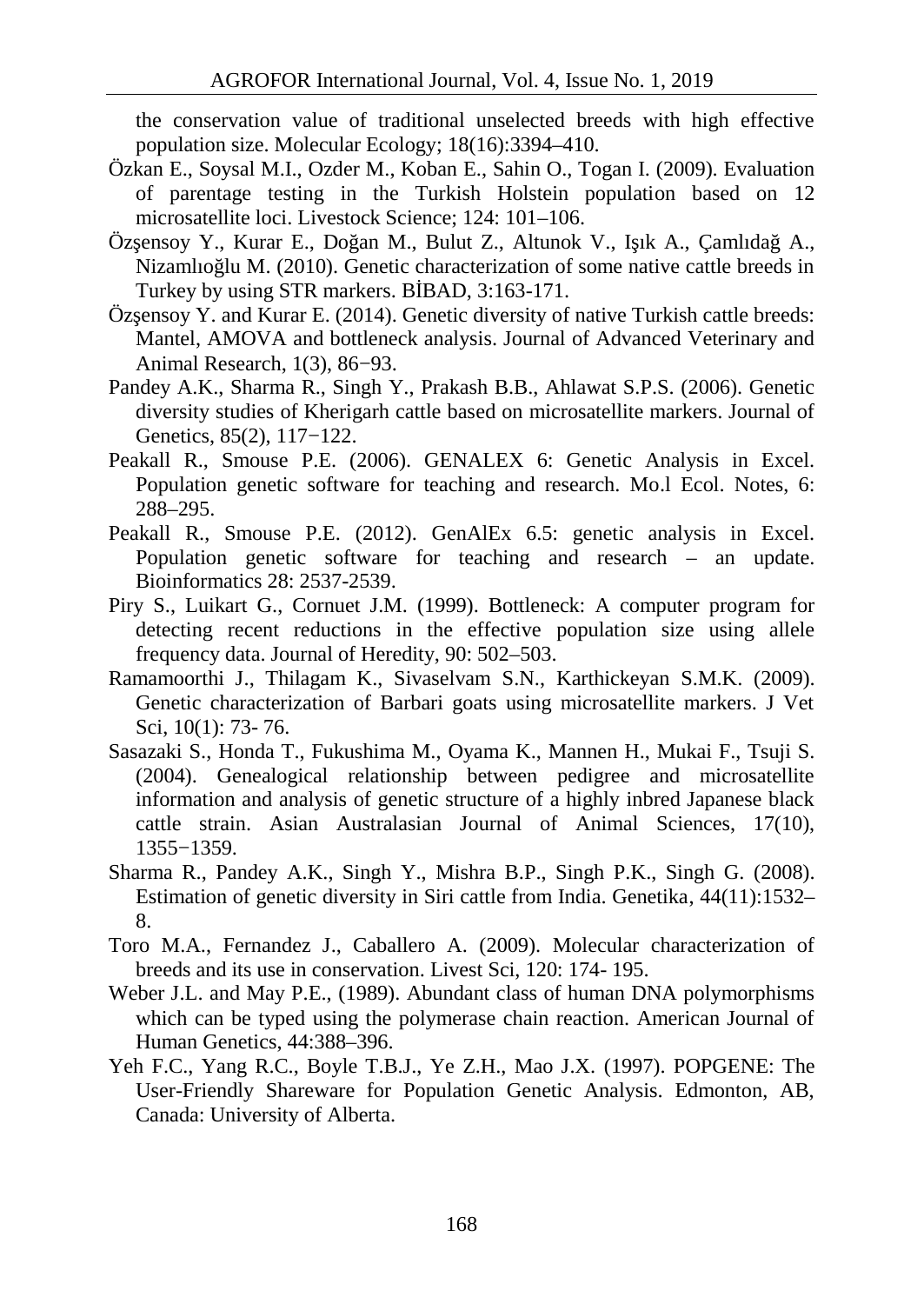the conservation value of traditional unselected breeds with high effective population size. Molecular Ecology; 18(16):3394–410.

Özkan E., Soysal M.I., Ozder M., Koban E., Sahin O., Togan I. (2009). Evaluation of parentage testing in the Turkish Holstein population based on 12 microsatellite loci. Livestock Science; 124: 101–106.

Özşensoy Y., Kurar E., Doğan M., Bulut Z., Altunok V., Işık A., Çamlıdağ A., Nizamlıoğlu M. (2010). Genetic characterization of some native cattle breeds in Turkey by using STR markers. BİBAD, 3:163-171.

Özşensoy Y. and Kurar E. (2014). Genetic diversity of native Turkish cattle breeds: Mantel, AMOVA and bottleneck analysis. Journal of Advanced Veterinary and Animal Research, 1(3), 86−93.

Pandey A.K., Sharma R., Singh Y., Prakash B.B., Ahlawat S.P.S. (2006). Genetic diversity studies of Kherigarh cattle based on microsatellite markers. Journal of Genetics, 85(2), 117−122.

Peakall R., Smouse P.E. (2006). GENALEX 6: Genetic Analysis in Excel. Population genetic software for teaching and research. Mo.l Ecol. Notes, 6: 288–295.

Peakall R., Smouse P.E. (2012). GenAlEx 6.5: genetic analysis in Excel. Population genetic software for teaching and research – an update. Bioinformatics 28: 2537-2539.

Piry S., Luikart G., Cornuet J.M. (1999). Bottleneck: A computer program for detecting recent reductions in the effective population size using allele frequency data. Journal of Heredity, 90: 502–503.

Ramamoorthi J., Thilagam K., Sivaselvam S.N., Karthickeyan S.M.K. (2009). Genetic characterization of Barbari goats using microsatellite markers. J Vet Sci, 10(1): 73- 76.

Sasazaki S., Honda T., Fukushima M., Oyama K., Mannen H., Mukai F., Tsuji S. (2004). Genealogical relationship between pedigree and microsatellite information and analysis of genetic structure of a highly inbred Japanese black cattle strain. Asian Australasian Journal of Animal Sciences, 17(10), 1355−1359.

Sharma R., Pandey A.K., Singh Y., Mishra B.P., Singh P.K., Singh G. (2008). Estimation of genetic diversity in Siri cattle from India. Genetika, 44(11):1532–8.

Toro M.A., Fernandez J., Caballero A. (2009). Molecular characterization of breeds and its use in conservation. Livest Sci, 120: 174- 195.

Weber J.L. and May P.E., (1989). Abundant class of human DNA polymorphisms which can be typed using the polymerase chain reaction. American Journal of Human Genetics, 44:388–396.

Yeh F.C., Yang R.C., Boyle T.B.J., Ye Z.H., Mao J.X. (1997). POPGENE: The User-Friendly Shareware for Population Genetic Analysis. Edmonton, AB, Canada: University of Alberta.